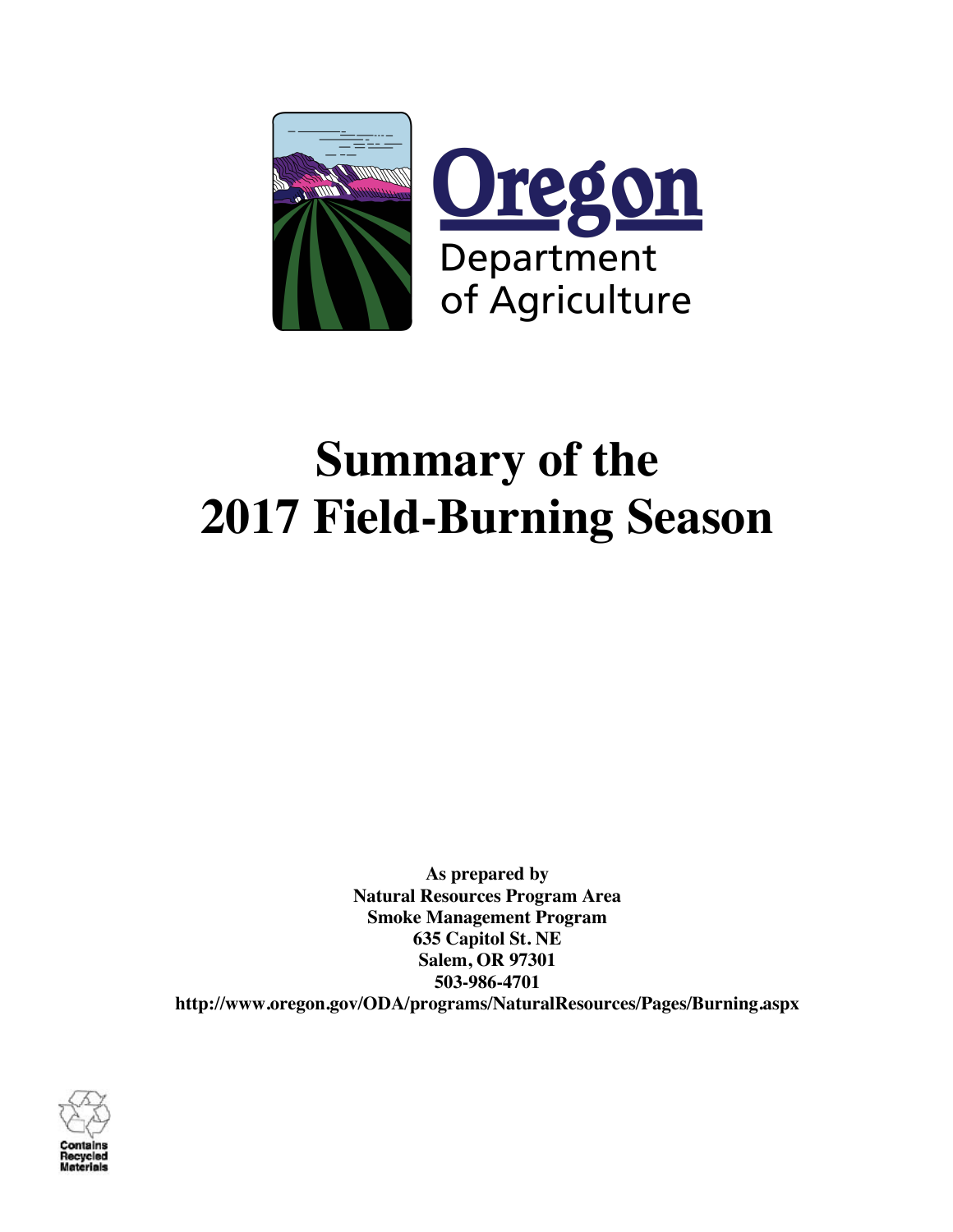Oregon Department of Agriculture

# Summary of the 2017 Field-Burning Season

**As prepared by**
**Natural Resources Program Area**
**Smoke Management Program**
**635 Capitol St. NE**
**Salem, OR 97301**
**503-986-4701**
**http://www.oregon.gov/ODA/programs/NaturalResources/Pages/Burning.aspx**

Contains Recycled Materials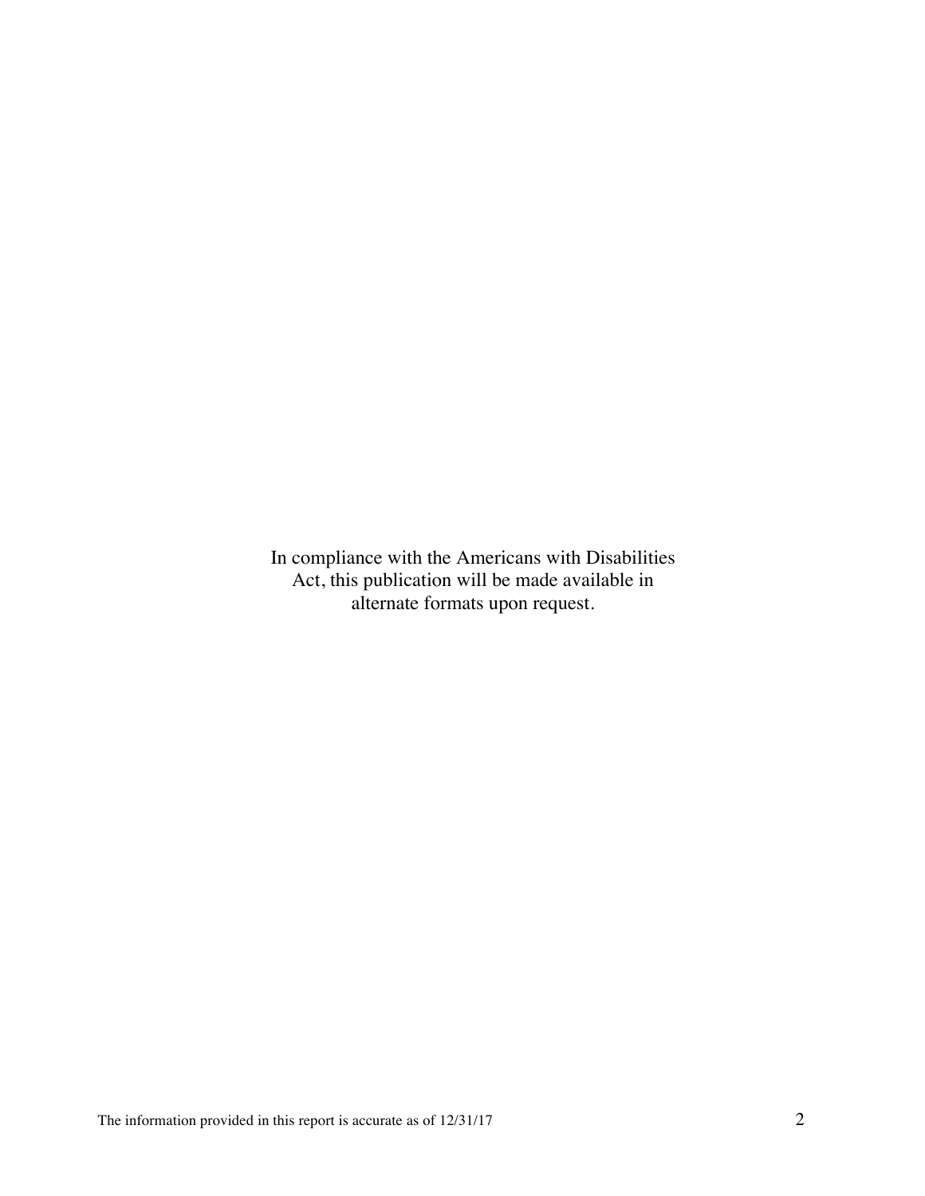In compliance with the Americans with Disabilities Act, this publication will be made available in alternate formats upon request.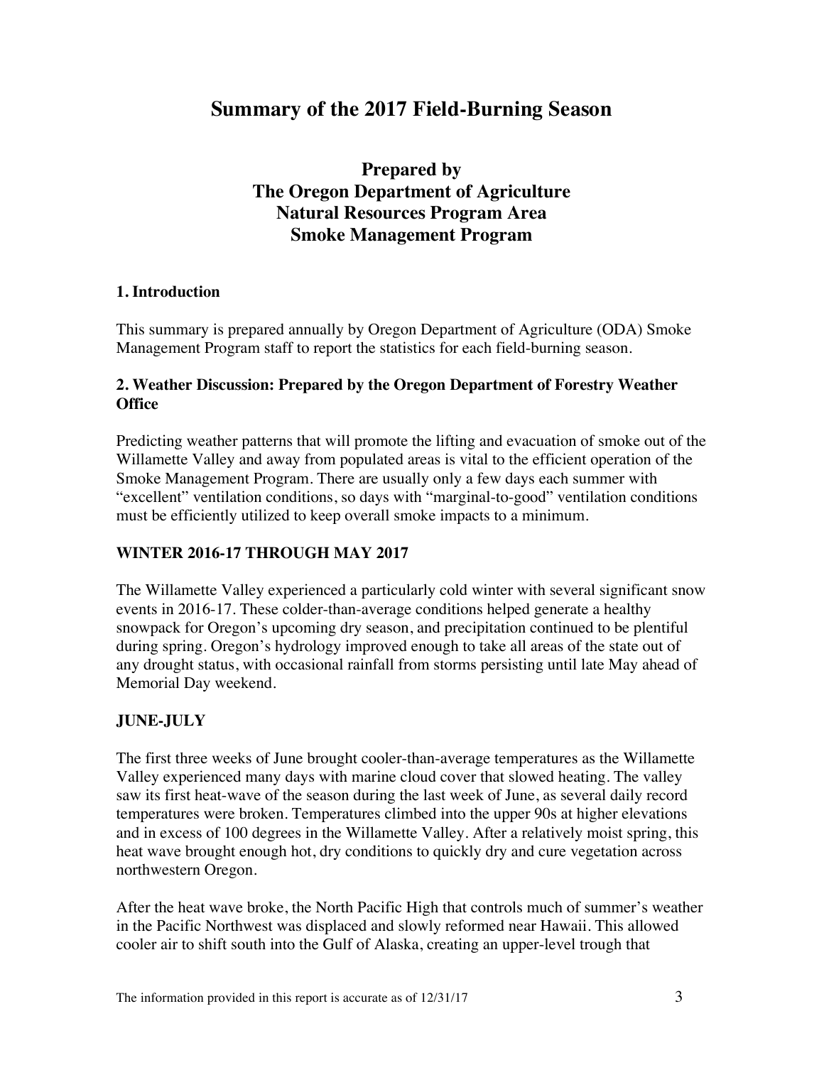# Summary of the 2017 Field-Burning Season

## Prepared by
## The Oregon Department of Agriculture
## Natural Resources Program Area
## Smoke Management Program

### 1. Introduction

This summary is prepared annually by Oregon Department of Agriculture (ODA) Smoke Management Program staff to report the statistics for each field-burning season.

### 2. Weather Discussion: Prepared by the Oregon Department of Forestry Weather Office

Predicting weather patterns that will promote the lifting and evacuation of smoke out of the Willamette Valley and away from populated areas is vital to the efficient operation of the Smoke Management Program. There are usually only a few days each summer with "excellent" ventilation conditions, so days with "marginal-to-good" ventilation conditions must be efficiently utilized to keep overall smoke impacts to a minimum.

### WINTER 2016-17 THROUGH MAY 2017

The Willamette Valley experienced a particularly cold winter with several significant snow events in 2016-17. These colder-than-average conditions helped generate a healthy snowpack for Oregon's upcoming dry season, and precipitation continued to be plentiful during spring. Oregon's hydrology improved enough to take all areas of the state out of any drought status, with occasional rainfall from storms persisting until late May ahead of Memorial Day weekend.

### JUNE-JULY

The first three weeks of June brought cooler-than-average temperatures as the Willamette Valley experienced many days with marine cloud cover that slowed heating. The valley saw its first heat-wave of the season during the last week of June, as several daily record temperatures were broken. Temperatures climbed into the upper 90s at higher elevations and in excess of 100 degrees in the Willamette Valley. After a relatively moist spring, this heat wave brought enough hot, dry conditions to quickly dry and cure vegetation across northwestern Oregon.

After the heat wave broke, the North Pacific High that controls much of summer's weather in the Pacific Northwest was displaced and slowly reformed near Hawaii. This allowed cooler air to shift south into the Gulf of Alaska, creating an upper-level trough that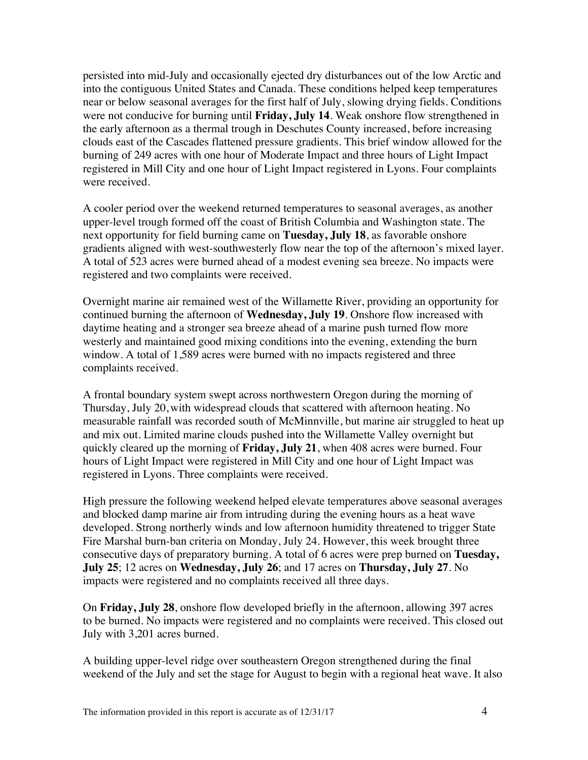persisted into mid-July and occasionally ejected dry disturbances out of the low Arctic and into the contiguous United States and Canada. These conditions helped keep temperatures near or below seasonal averages for the first half of July, slowing drying fields. Conditions were not conducive for burning until **Friday, July 14**. Weak onshore flow strengthened in the early afternoon as a thermal trough in Deschutes County increased, before increasing clouds east of the Cascades flattened pressure gradients. This brief window allowed for the burning of 249 acres with one hour of Moderate Impact and three hours of Light Impact registered in Mill City and one hour of Light Impact registered in Lyons. Four complaints were received.

A cooler period over the weekend returned temperatures to seasonal averages, as another upper-level trough formed off the coast of British Columbia and Washington state. The next opportunity for field burning came on **Tuesday, July 18**, as favorable onshore gradients aligned with west-southwesterly flow near the top of the afternoon's mixed layer. A total of 523 acres were burned ahead of a modest evening sea breeze. No impacts were registered and two complaints were received.

Overnight marine air remained west of the Willamette River, providing an opportunity for continued burning the afternoon of **Wednesday, July 19**. Onshore flow increased with daytime heating and a stronger sea breeze ahead of a marine push turned flow more westerly and maintained good mixing conditions into the evening, extending the burn window. A total of 1,589 acres were burned with no impacts registered and three complaints received.

A frontal boundary system swept across northwestern Oregon during the morning of Thursday, July 20, with widespread clouds that scattered with afternoon heating. No measurable rainfall was recorded south of McMinnville, but marine air struggled to heat up and mix out. Limited marine clouds pushed into the Willamette Valley overnight but quickly cleared up the morning of **Friday, July 21**, when 408 acres were burned. Four hours of Light Impact were registered in Mill City and one hour of Light Impact was registered in Lyons. Three complaints were received.

High pressure the following weekend helped elevate temperatures above seasonal averages and blocked damp marine air from intruding during the evening hours as a heat wave developed. Strong northerly winds and low afternoon humidity threatened to trigger State Fire Marshal burn-ban criteria on Monday, July 24. However, this week brought three consecutive days of preparatory burning. A total of 6 acres were prep burned on **Tuesday, July 25**; 12 acres on **Wednesday, July 26**; and 17 acres on **Thursday, July 27**. No impacts were registered and no complaints received all three days.

On **Friday, July 28**, onshore flow developed briefly in the afternoon, allowing 397 acres to be burned. No impacts were registered and no complaints were received. This closed out July with 3,201 acres burned.

A building upper-level ridge over southeastern Oregon strengthened during the final weekend of the July and set the stage for August to begin with a regional heat wave. It also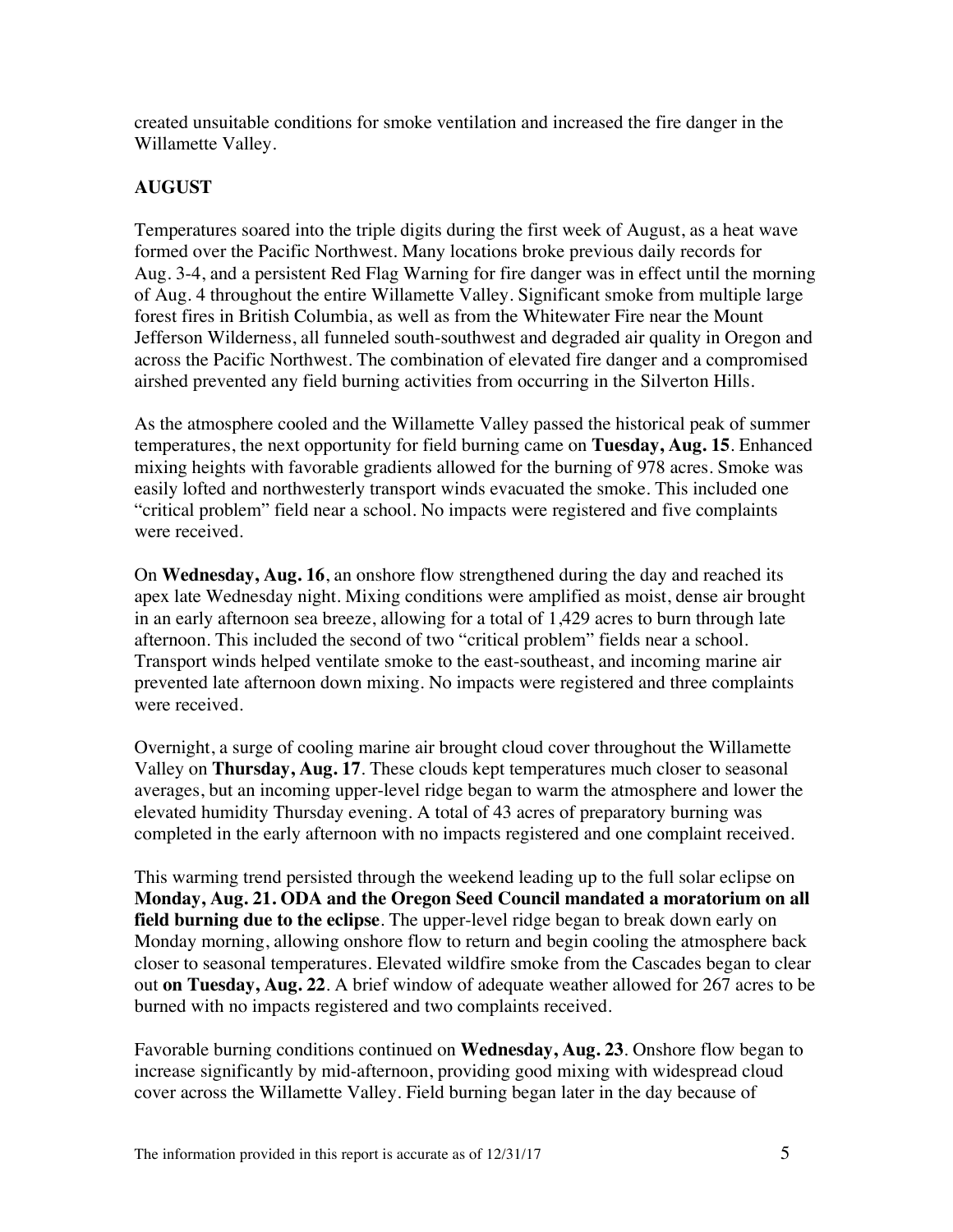created unsuitable conditions for smoke ventilation and increased the fire danger in the Willamette Valley.

**AUGUST**

Temperatures soared into the triple digits during the first week of August, as a heat wave formed over the Pacific Northwest. Many locations broke previous daily records for Aug. 3-4, and a persistent Red Flag Warning for fire danger was in effect until the morning of Aug. 4 throughout the entire Willamette Valley. Significant smoke from multiple large forest fires in British Columbia, as well as from the Whitewater Fire near the Mount Jefferson Wilderness, all funneled south-southwest and degraded air quality in Oregon and across the Pacific Northwest. The combination of elevated fire danger and a compromised airshed prevented any field burning activities from occurring in the Silverton Hills.

As the atmosphere cooled and the Willamette Valley passed the historical peak of summer temperatures, the next opportunity for field burning came on **Tuesday, Aug. 15**. Enhanced mixing heights with favorable gradients allowed for the burning of 978 acres. Smoke was easily lofted and northwesterly transport winds evacuated the smoke. This included one "critical problem" field near a school. No impacts were registered and five complaints were received.

On **Wednesday, Aug. 16**, an onshore flow strengthened during the day and reached its apex late Wednesday night. Mixing conditions were amplified as moist, dense air brought in an early afternoon sea breeze, allowing for a total of 1,429 acres to burn through late afternoon. This included the second of two "critical problem" fields near a school. Transport winds helped ventilate smoke to the east-southeast, and incoming marine air prevented late afternoon down mixing. No impacts were registered and three complaints were received.

Overnight, a surge of cooling marine air brought cloud cover throughout the Willamette Valley on **Thursday, Aug. 17**. These clouds kept temperatures much closer to seasonal averages, but an incoming upper-level ridge began to warm the atmosphere and lower the elevated humidity Thursday evening. A total of 43 acres of preparatory burning was completed in the early afternoon with no impacts registered and one complaint received.

This warming trend persisted through the weekend leading up to the full solar eclipse on **Monday, Aug. 21. ODA and the Oregon Seed Council mandated a moratorium on all field burning due to the eclipse**. The upper-level ridge began to break down early on Monday morning, allowing onshore flow to return and begin cooling the atmosphere back closer to seasonal temperatures. Elevated wildfire smoke from the Cascades began to clear out **on Tuesday, Aug. 22**. A brief window of adequate weather allowed for 267 acres to be burned with no impacts registered and two complaints received.

Favorable burning conditions continued on **Wednesday, Aug. 23**. Onshore flow began to increase significantly by mid-afternoon, providing good mixing with widespread cloud cover across the Willamette Valley. Field burning began later in the day because of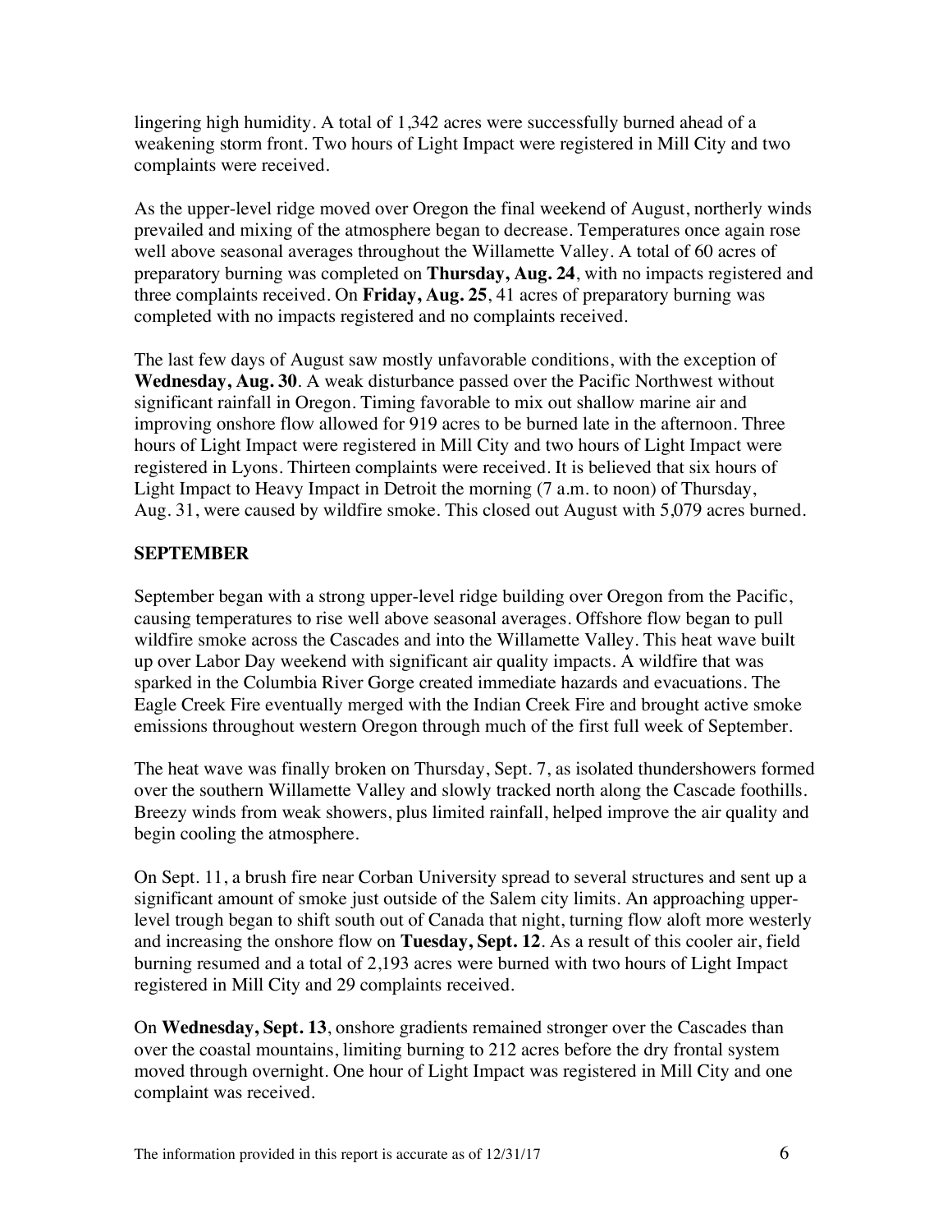lingering high humidity. A total of 1,342 acres were successfully burned ahead of a weakening storm front. Two hours of Light Impact were registered in Mill City and two complaints were received.

As the upper-level ridge moved over Oregon the final weekend of August, northerly winds prevailed and mixing of the atmosphere began to decrease. Temperatures once again rose well above seasonal averages throughout the Willamette Valley. A total of 60 acres of preparatory burning was completed on **Thursday, Aug. 24**, with no impacts registered and three complaints received. On **Friday, Aug. 25**, 41 acres of preparatory burning was completed with no impacts registered and no complaints received.

The last few days of August saw mostly unfavorable conditions, with the exception of **Wednesday, Aug. 30**. A weak disturbance passed over the Pacific Northwest without significant rainfall in Oregon. Timing favorable to mix out shallow marine air and improving onshore flow allowed for 919 acres to be burned late in the afternoon. Three hours of Light Impact were registered in Mill City and two hours of Light Impact were registered in Lyons. Thirteen complaints were received. It is believed that six hours of Light Impact to Heavy Impact in Detroit the morning (7 a.m. to noon) of Thursday, Aug. 31, were caused by wildfire smoke. This closed out August with 5,079 acres burned.

## SEPTEMBER

September began with a strong upper-level ridge building over Oregon from the Pacific, causing temperatures to rise well above seasonal averages. Offshore flow began to pull wildfire smoke across the Cascades and into the Willamette Valley. This heat wave built up over Labor Day weekend with significant air quality impacts. A wildfire that was sparked in the Columbia River Gorge created immediate hazards and evacuations. The Eagle Creek Fire eventually merged with the Indian Creek Fire and brought active smoke emissions throughout western Oregon through much of the first full week of September.

The heat wave was finally broken on Thursday, Sept. 7, as isolated thundershowers formed over the southern Willamette Valley and slowly tracked north along the Cascade foothills. Breezy winds from weak showers, plus limited rainfall, helped improve the air quality and begin cooling the atmosphere.

On Sept. 11, a brush fire near Corban University spread to several structures and sent up a significant amount of smoke just outside of the Salem city limits. An approaching upper-level trough began to shift south out of Canada that night, turning flow aloft more westerly and increasing the onshore flow on **Tuesday, Sept. 12**. As a result of this cooler air, field burning resumed and a total of 2,193 acres were burned with two hours of Light Impact registered in Mill City and 29 complaints received.

On **Wednesday, Sept. 13**, onshore gradients remained stronger over the Cascades than over the coastal mountains, limiting burning to 212 acres before the dry frontal system moved through overnight. One hour of Light Impact was registered in Mill City and one complaint was received.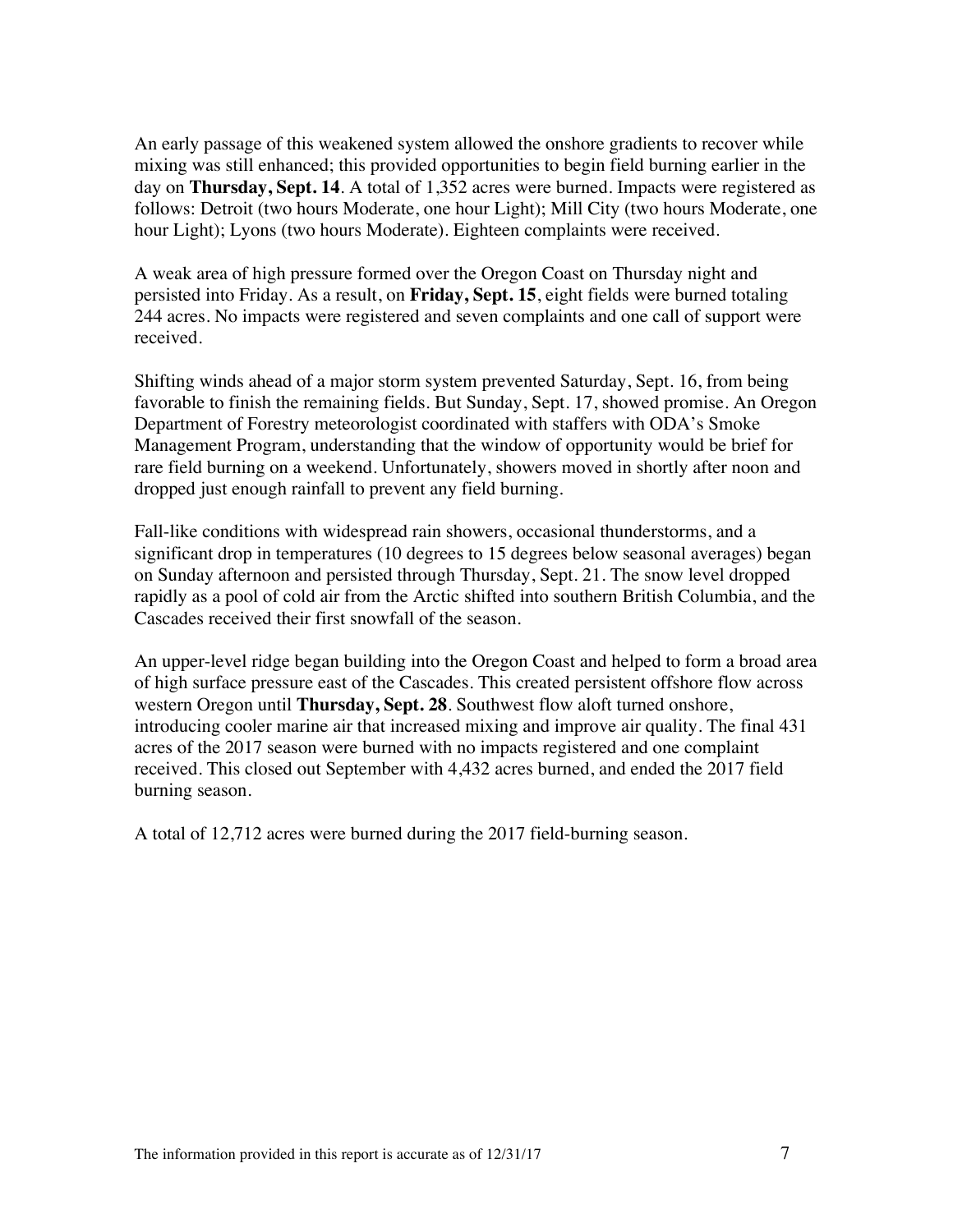An early passage of this weakened system allowed the onshore gradients to recover while mixing was still enhanced; this provided opportunities to begin field burning earlier in the day on **Thursday, Sept. 14**. A total of 1,352 acres were burned. Impacts were registered as follows: Detroit (two hours Moderate, one hour Light); Mill City (two hours Moderate, one hour Light); Lyons (two hours Moderate). Eighteen complaints were received.

A weak area of high pressure formed over the Oregon Coast on Thursday night and persisted into Friday. As a result, on **Friday, Sept. 15**, eight fields were burned totaling 244 acres. No impacts were registered and seven complaints and one call of support were received.

Shifting winds ahead of a major storm system prevented Saturday, Sept. 16, from being favorable to finish the remaining fields. But Sunday, Sept. 17, showed promise. An Oregon Department of Forestry meteorologist coordinated with staffers with ODA's Smoke Management Program, understanding that the window of opportunity would be brief for rare field burning on a weekend. Unfortunately, showers moved in shortly after noon and dropped just enough rainfall to prevent any field burning.

Fall-like conditions with widespread rain showers, occasional thunderstorms, and a significant drop in temperatures (10 degrees to 15 degrees below seasonal averages) began on Sunday afternoon and persisted through Thursday, Sept. 21. The snow level dropped rapidly as a pool of cold air from the Arctic shifted into southern British Columbia, and the Cascades received their first snowfall of the season.

An upper-level ridge began building into the Oregon Coast and helped to form a broad area of high surface pressure east of the Cascades. This created persistent offshore flow across western Oregon until **Thursday, Sept. 28**. Southwest flow aloft turned onshore, introducing cooler marine air that increased mixing and improve air quality. The final 431 acres of the 2017 season were burned with no impacts registered and one complaint received. This closed out September with 4,432 acres burned, and ended the 2017 field burning season.

A total of 12,712 acres were burned during the 2017 field-burning season.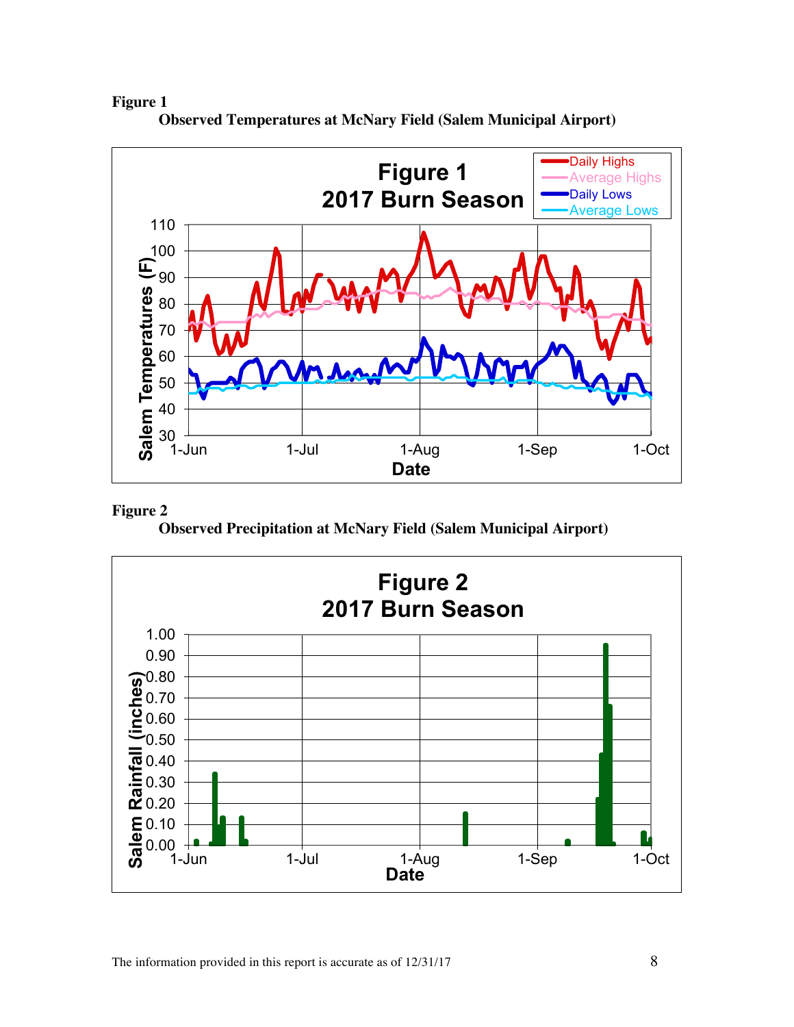**Figure 1**

**Observed Temperatures at McNary Field (Salem Municipal Airport)**

**Figure 2**

**Observed Precipitation at McNary Field (Salem Municipal Airport)**

The information provided in this report is accurate as of 12/31/17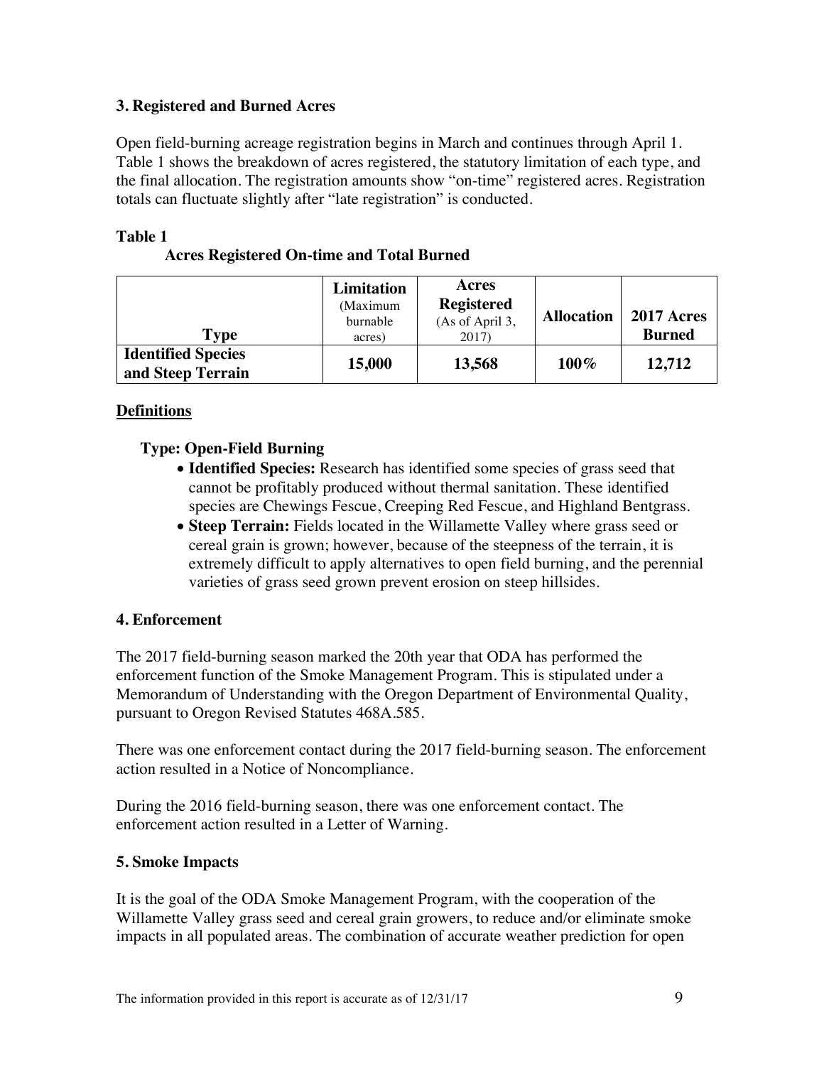### 3. Registered and Burned Acres

Open field-burning acreage registration begins in March and continues through April 1. Table 1 shows the breakdown of acres registered, the statutory limitation of each type, and the final allocation. The registration amounts show "on-time" registered acres. Registration totals can fluctuate slightly after "late registration" is conducted.

**Table 1**

**Acres Registered On-time and Total Burned**

| Type | Limitation (Maximum burnable acres) | Acres Registered (As of April 3, 2017) | Allocation | 2017 Acres Burned |
|---|---|---|---|---|
| **Identified Species and Steep Terrain** | **15,000** | **13,568** | **100%** | **12,712** |

**Definitions**

**Type: Open-Field Burning**

- **Identified Species:** Research has identified some species of grass seed that cannot be profitably produced without thermal sanitation. These identified species are Chewings Fescue, Creeping Red Fescue, and Highland Bentgrass.
- **Steep Terrain:** Fields located in the Willamette Valley where grass seed or cereal grain is grown; however, because of the steepness of the terrain, it is extremely difficult to apply alternatives to open field burning, and the perennial varieties of grass seed grown prevent erosion on steep hillsides.

### 4. Enforcement

The 2017 field-burning season marked the 20th year that ODA has performed the enforcement function of the Smoke Management Program. This is stipulated under a Memorandum of Understanding with the Oregon Department of Environmental Quality, pursuant to Oregon Revised Statutes 468A.585.

There was one enforcement contact during the 2017 field-burning season. The enforcement action resulted in a Notice of Noncompliance.

During the 2016 field-burning season, there was one enforcement contact. The enforcement action resulted in a Letter of Warning.

### 5. Smoke Impacts

It is the goal of the ODA Smoke Management Program, with the cooperation of the Willamette Valley grass seed and cereal grain growers, to reduce and/or eliminate smoke impacts in all populated areas. The combination of accurate weather prediction for open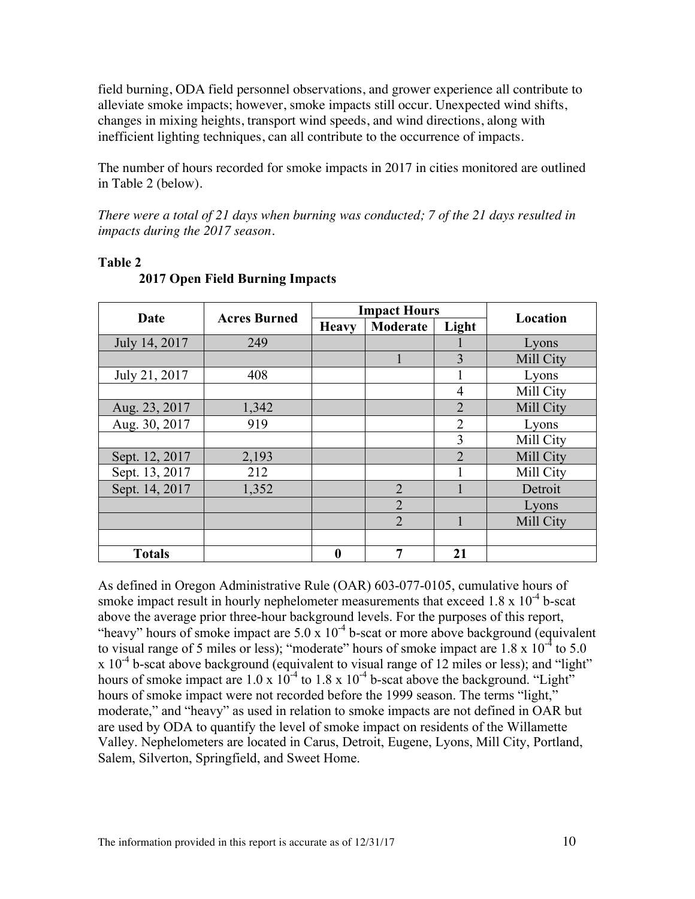field burning, ODA field personnel observations, and grower experience all contribute to alleviate smoke impacts; however, smoke impacts still occur. Unexpected wind shifts, changes in mixing heights, transport wind speeds, and wind directions, along with inefficient lighting techniques, can all contribute to the occurrence of impacts.

The number of hours recorded for smoke impacts in 2017 in cities monitored are outlined in Table 2 (below).

*There were a total of 21 days when burning was conducted; 7 of the 21 days resulted in impacts during the 2017 season.*

**Table 2**

**2017 Open Field Burning Impacts**

| Date | Acres Burned | Impact Hours | | | Location |
|---|---|---|---|---|---|
| | | Heavy | Moderate | Light | |
| July 14, 2017 | 249 | | | 1 | Lyons |
| | | | 1 | 3 | Mill City |
| July 21, 2017 | 408 | | | 1 | Lyons |
| | | | | 4 | Mill City |
| Aug. 23, 2017 | 1,342 | | | 2 | Mill City |
| Aug. 30, 2017 | 919 | | | 2 | Lyons |
| | | | | 3 | Mill City |
| Sept. 12, 2017 | 2,193 | | | 2 | Mill City |
| Sept. 13, 2017 | 212 | | | 1 | Mill City |
| Sept. 14, 2017 | 1,352 | | 2 | 1 | Detroit |
| | | | 2 | | Lyons |
| | | | 2 | 1 | Mill City |
| | | | | | |
| **Totals** | | **0** | **7** | **21** | |

As defined in Oregon Administrative Rule (OAR) 603-077-0105, cumulative hours of smoke impact result in hourly nephelometer measurements that exceed $1.8 \times 10^{-4}$ b-scat above the average prior three-hour background levels. For the purposes of this report, "heavy" hours of smoke impact are $5.0 \times 10^{-4}$ b-scat or more above background (equivalent to visual range of 5 miles or less); "moderate" hours of smoke impact are $1.8 \times 10^{-4}$ to $5.0 \times 10^{-4}$ b-scat above background (equivalent to visual range of 12 miles or less); and "light" hours of smoke impact are $1.0 \times 10^{-4}$ to $1.8 \times 10^{-4}$ b-scat above the background. "Light" hours of smoke impact were not recorded before the 1999 season. The terms "light," moderate," and "heavy" as used in relation to smoke impacts are not defined in OAR but are used by ODA to quantify the level of smoke impact on residents of the Willamette Valley. Nephelometers are located in Carus, Detroit, Eugene, Lyons, Mill City, Portland, Salem, Silverton, Springfield, and Sweet Home.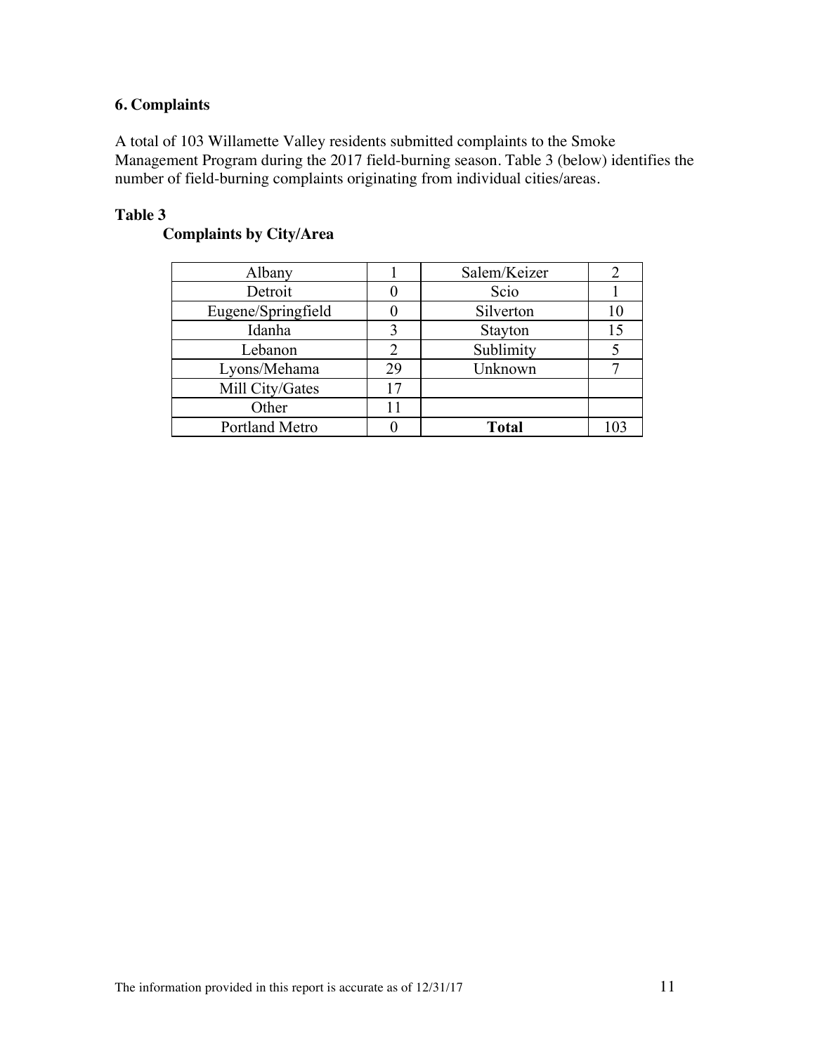## 6. Complaints

A total of 103 Willamette Valley residents submitted complaints to the Smoke Management Program during the 2017 field-burning season. Table 3 (below) identifies the number of field-burning complaints originating from individual cities/areas.

**Table 3**

**Complaints by City/Area**

| | | | |
|---|---|---|---|
| Albany | 1 | Salem/Keizer | 2 |
| Detroit | 0 | Scio | 1 |
| Eugene/Springfield | 0 | Silverton | 10 |
| Idanha | 3 | Stayton | 15 |
| Lebanon | 2 | Sublimity | 5 |
| Lyons/Mehama | 29 | Unknown | 7 |
| Mill City/Gates | 17 | | |
| Other | 11 | | |
| Portland Metro | 0 | **Total** | 103 |

The information provided in this report is accurate as of 12/31/17